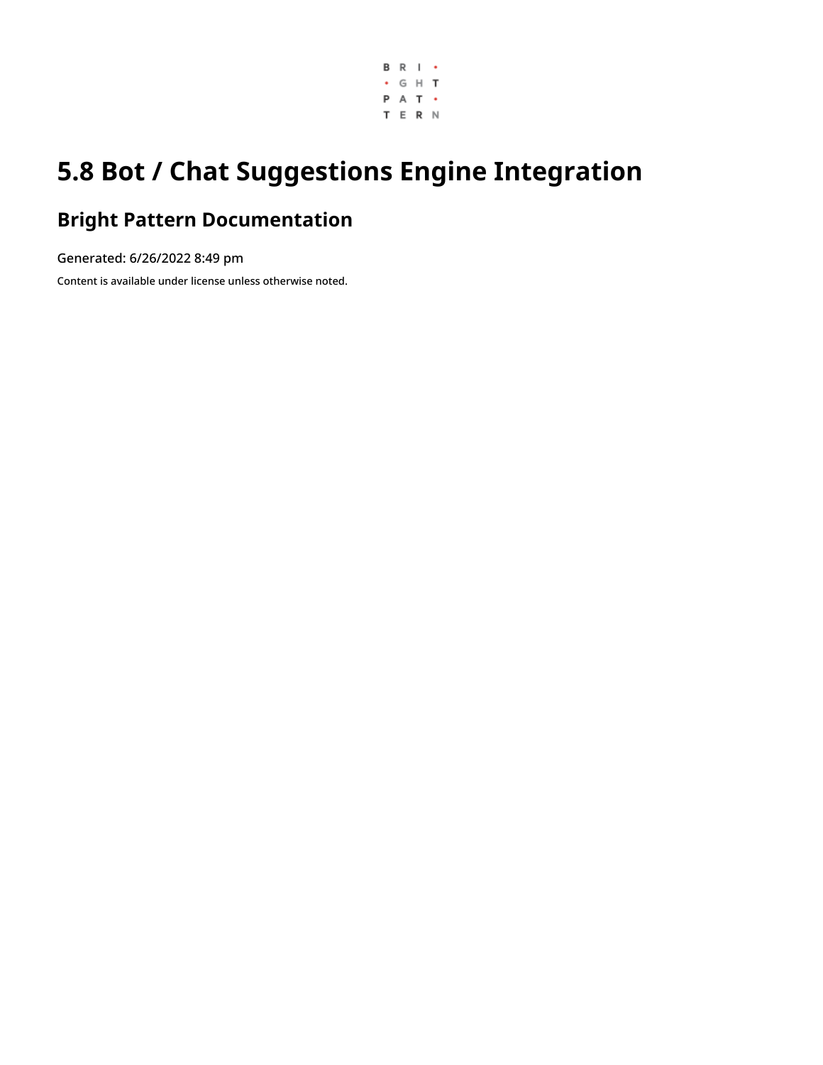# 5.8 Bot / Chat Suggestions Engine Integration

## Bright Pattern Documentation

Generated: 6/26/2022 8:49 pm

Content is available under license unless otherwise noted.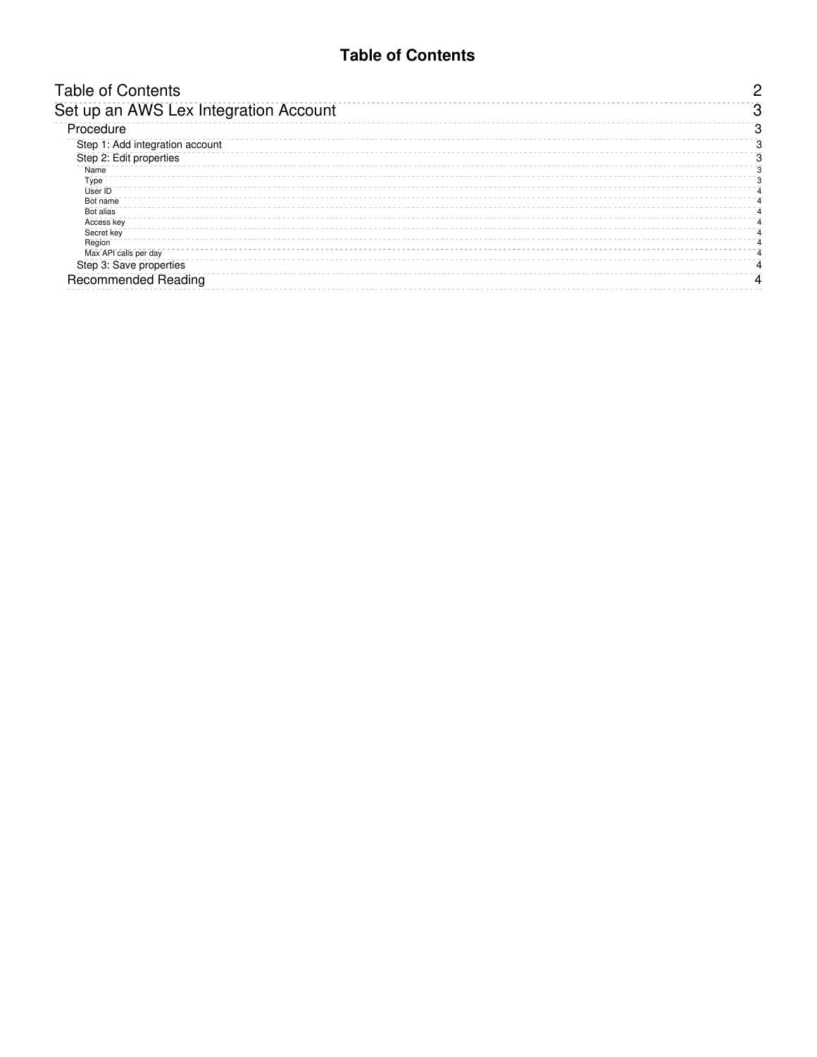# Table of Contents

- Table of Contents 2
- Set up an AWS Lex Integration Account 3
  - Procedure 3
    - Step 1: Add integration account 3
    - Step 2: Edit properties 3
      - Name 3
      - Type 3
      - User ID 4
      - Bot name 4
      - Bot alias 4
      - Access key 4
      - Secret key 4
      - Region 4
      - Max API calls per day 4
    - Step 3: Save properties 4
  - Recommended Reading 4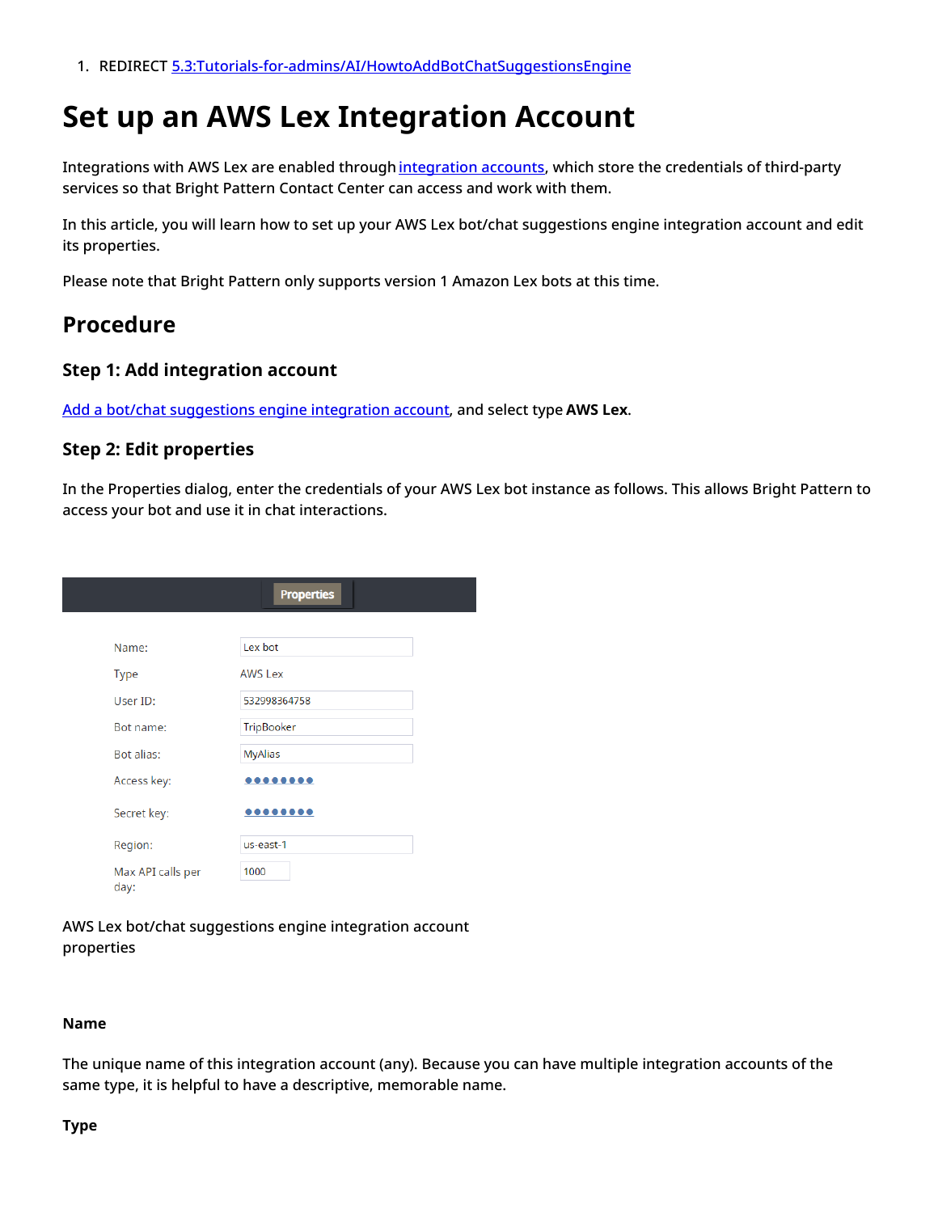1. REDIRECT 5.3:Tutorials-for-admins/AI/HowtoAddBotChatSuggestionsEngine

# Set up an AWS Lex Integration Account

Integrations with AWS Lex are enabled through integration accounts, which store the credentials of third-party services so that Bright Pattern Contact Center can access and work with them.

In this article, you will learn how to set up your AWS Lex bot/chat suggestions engine integration account and edit its properties.

Please note that Bright Pattern only supports version 1 Amazon Lex bots at this time.

## Procedure

### Step 1: Add integration account

Add a bot/chat suggestions engine integration account, and select type **AWS Lex**.

### Step 2: Edit properties

In the Properties dialog, enter the credentials of your AWS Lex bot instance as follows. This allows Bright Pattern to access your bot and use it in chat interactions.

| Properties | |
|---|---|
| Name: | Lex bot |
| Type | AWS Lex |
| User ID: | 532998364758 |
| Bot name: | TripBooker |
| Bot alias: | MyAlias |
| Access key: | •••••••• |
| Secret key: | •••••••• |
| Region: | us-east-1 |
| Max API calls per day: | 1000 |

AWS Lex bot/chat suggestions engine integration account properties

#### Name

The unique name of this integration account (any). Because you can have multiple integration accounts of the same type, it is helpful to have a descriptive, memorable name.

#### Type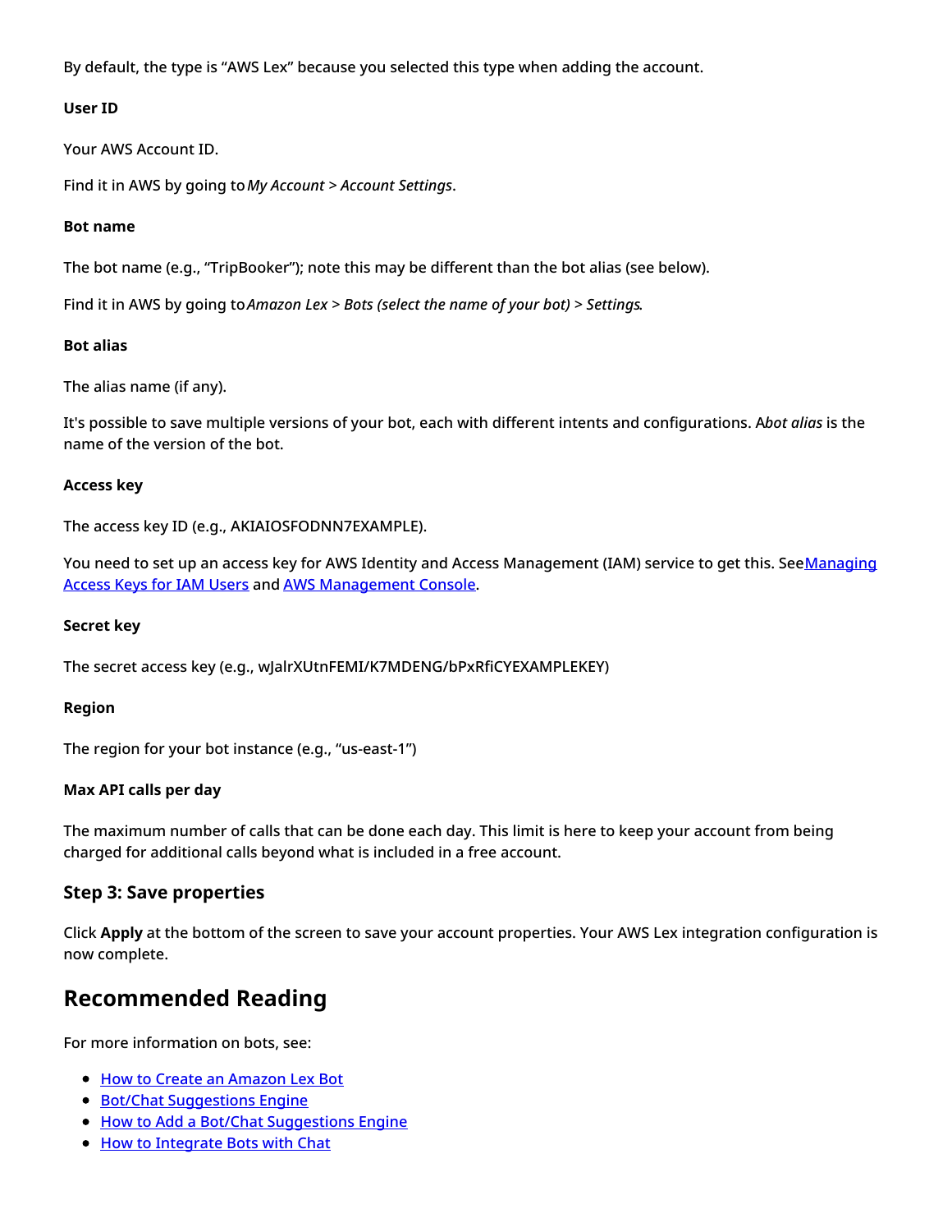By default, the type is “AWS Lex” because you selected this type when adding the account.

**User ID**

Your AWS Account ID.

Find it in AWS by going to *My Account* > *Account Settings*.

**Bot name**

The bot name (e.g., “TripBooker”); note this may be different than the bot alias (see below).

Find it in AWS by going to *Amazon Lex* > *Bots (select the name of your bot)* > *Settings*.

**Bot alias**

The alias name (if any).

It's possible to save multiple versions of your bot, each with different intents and configurations. A *bot alias* is the name of the version of the bot.

**Access key**

The access key ID (e.g., AKIAIOSFODNN7EXAMPLE).

You need to set up an access key for AWS Identity and Access Management (IAM) service to get this. See [Managing Access Keys for IAM Users]() and [AWS Management Console]().

**Secret key**

The secret access key (e.g., wJalrXUtnFEMI/K7MDENG/bPxRfiCYEXAMPLEKEY)

**Region**

The region for your bot instance (e.g., “us-east-1”)

**Max API calls per day**

The maximum number of calls that can be done each day. This limit is here to keep your account from being charged for additional calls beyond what is included in a free account.

### Step 3: Save properties

Click **Apply** at the bottom of the screen to save your account properties. Your AWS Lex integration configuration is now complete.

## Recommended Reading

For more information on bots, see:

- [How to Create an Amazon Lex Bot]()
- [Bot/Chat Suggestions Engine]()
- [How to Add a Bot/Chat Suggestions Engine]()
- [How to Integrate Bots with Chat]()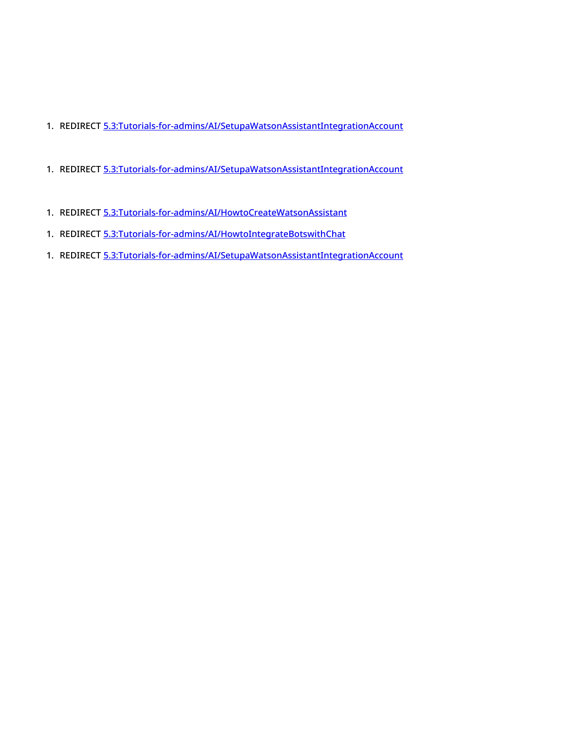1. REDIRECT 5.3:Tutorials-for-admins/AI/SetupaWatsonAssistantIntegrationAccount

1. REDIRECT 5.3:Tutorials-for-admins/AI/SetupaWatsonAssistantIntegrationAccount

1. REDIRECT 5.3:Tutorials-for-admins/AI/HowtoCreateWatsonAssistant

1. REDIRECT 5.3:Tutorials-for-admins/AI/HowtoIntegrateBotswithChat

1. REDIRECT 5.3:Tutorials-for-admins/AI/SetupaWatsonAssistantIntegrationAccount